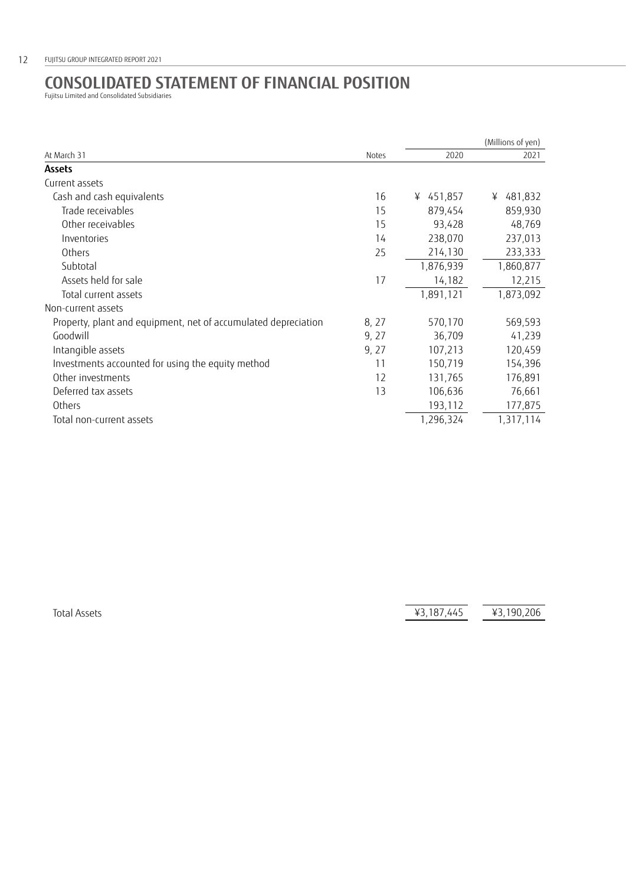# CONSOLIDATED STATEMENT OF FINANCIAL POSITION

Fujitsu Limited and Consolidated Subsidiaries

| | | | (Millions of yen) |
|---|---|---|---|
| At March 31 | Notes | 2020 | 2021 |
| **Assets** | | | |
| Current assets | | | |
| Cash and cash equivalents | 16 | ¥ 451,857 | ¥ 481,832 |
| Trade receivables | 15 | 879,454 | 859,930 |
| Other receivables | 15 | 93,428 | 48,769 |
| Inventories | 14 | 238,070 | 237,013 |
| Others | 25 | 214,130 | 233,333 |
| Subtotal | | 1,876,939 | 1,860,877 |
| Assets held for sale | 17 | 14,182 | 12,215 |
| Total current assets | | 1,891,121 | 1,873,092 |
| Non-current assets | | | |
| Property, plant and equipment, net of accumulated depreciation | 8, 27 | 570,170 | 569,593 |
| Goodwill | 9, 27 | 36,709 | 41,239 |
| Intangible assets | 9, 27 | 107,213 | 120,459 |
| Investments accounted for using the equity method | 11 | 150,719 | 154,396 |
| Other investments | 12 | 131,765 | 176,891 |
| Deferred tax assets | 13 | 106,636 | 76,661 |
| Others | | 193,112 | 177,875 |
| Total non-current assets | | 1,296,324 | 1,317,114 |
| Total Assets | | ¥3,187,445 | ¥3,190,206 |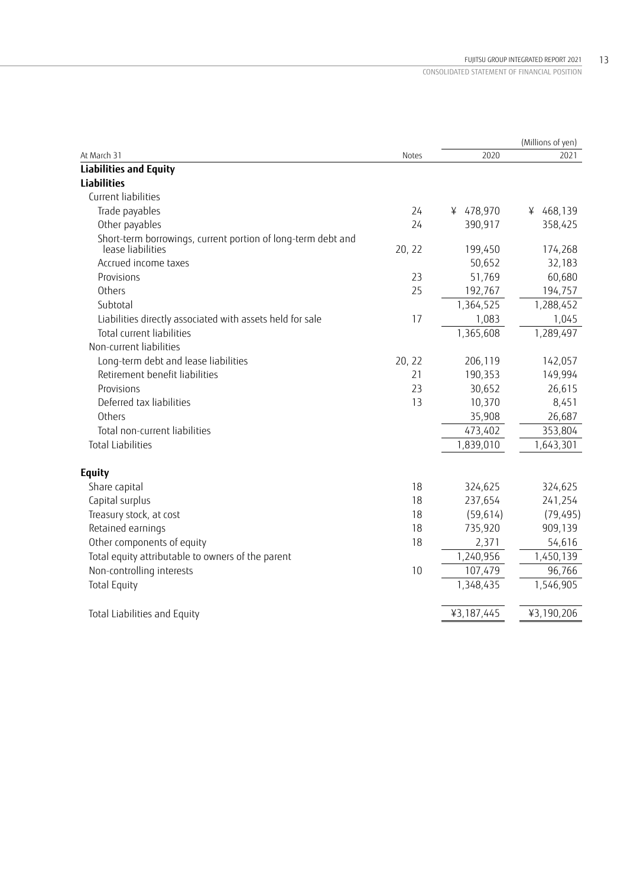| At March 31 | Notes | 2020 | 2021 |
|---|---|---|---|
| | | | (Millions of yen) |
| **Liabilities and Equity** | | | |
| **Liabilities** | | | |
| Current liabilities | | | |
| Trade payables | 24 | ¥ 478,970 | ¥ 468,139 |
| Other payables | 24 | 390,917 | 358,425 |
| Short-term borrowings, current portion of long-term debt and lease liabilities | 20, 22 | 199,450 | 174,268 |
| Accrued income taxes | | 50,652 | 32,183 |
| Provisions | 23 | 51,769 | 60,680 |
| Others | 25 | 192,767 | 194,757 |
| Subtotal | | 1,364,525 | 1,288,452 |
| Liabilities directly associated with assets held for sale | 17 | 1,083 | 1,045 |
| Total current liabilities | | 1,365,608 | 1,289,497 |
| Non-current liabilities | | | |
| Long-term debt and lease liabilities | 20, 22 | 206,119 | 142,057 |
| Retirement benefit liabilities | 21 | 190,353 | 149,994 |
| Provisions | 23 | 30,652 | 26,615 |
| Deferred tax liabilities | 13 | 10,370 | 8,451 |
| Others | | 35,908 | 26,687 |
| Total non-current liabilities | | 473,402 | 353,804 |
| Total Liabilities | | 1,839,010 | 1,643,301 |
| **Equity** | | | |
| Share capital | 18 | 324,625 | 324,625 |
| Capital surplus | 18 | 237,654 | 241,254 |
| Treasury stock, at cost | 18 | (59,614) | (79,495) |
| Retained earnings | 18 | 735,920 | 909,139 |
| Other components of equity | 18 | 2,371 | 54,616 |
| Total equity attributable to owners of the parent | | 1,240,956 | 1,450,139 |
| Non-controlling interests | 10 | 107,479 | 96,766 |
| Total Equity | | 1,348,435 | 1,546,905 |
| Total Liabilities and Equity | | ¥3,187,445 | ¥3,190,206 |